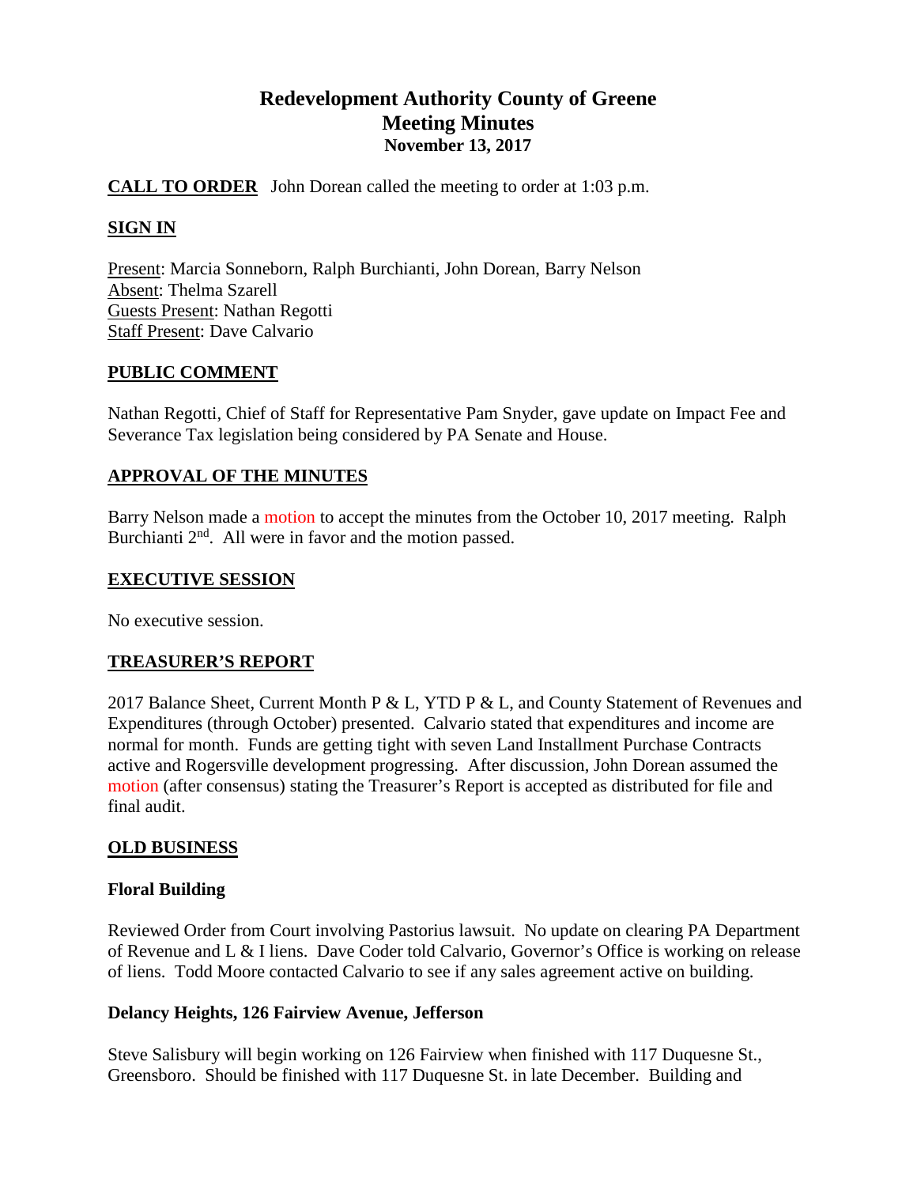# Redevelopment Authority County of Greene
## Meeting Minutes
### November 13, 2017

**CALL TO ORDER** John Dorean called the meeting to order at 1:03 p.m.

**SIGN IN**

Present: Marcia Sonneborn, Ralph Burchianti, John Dorean, Barry Nelson
Absent: Thelma Szarell
Guests Present: Nathan Regotti
Staff Present: Dave Calvario

**PUBLIC COMMENT**

Nathan Regotti, Chief of Staff for Representative Pam Snyder, gave update on Impact Fee and Severance Tax legislation being considered by PA Senate and House.

**APPROVAL OF THE MINUTES**

Barry Nelson made a motion to accept the minutes from the October 10, 2017 meeting. Ralph Burchianti 2nd. All were in favor and the motion passed.

**EXECUTIVE SESSION**

No executive session.

**TREASURER'S REPORT**

2017 Balance Sheet, Current Month P & L, YTD P & L, and County Statement of Revenues and Expenditures (through October) presented. Calvario stated that expenditures and income are normal for month. Funds are getting tight with seven Land Installment Purchase Contracts active and Rogersville development progressing. After discussion, John Dorean assumed the motion (after consensus) stating the Treasurer's Report is accepted as distributed for file and final audit.

**OLD BUSINESS**

**Floral Building**

Reviewed Order from Court involving Pastorius lawsuit. No update on clearing PA Department of Revenue and L & I liens. Dave Coder told Calvario, Governor's Office is working on release of liens. Todd Moore contacted Calvario to see if any sales agreement active on building.

**Delancy Heights, 126 Fairview Avenue, Jefferson**

Steve Salisbury will begin working on 126 Fairview when finished with 117 Duquesne St., Greensboro. Should be finished with 117 Duquesne St. in late December. Building and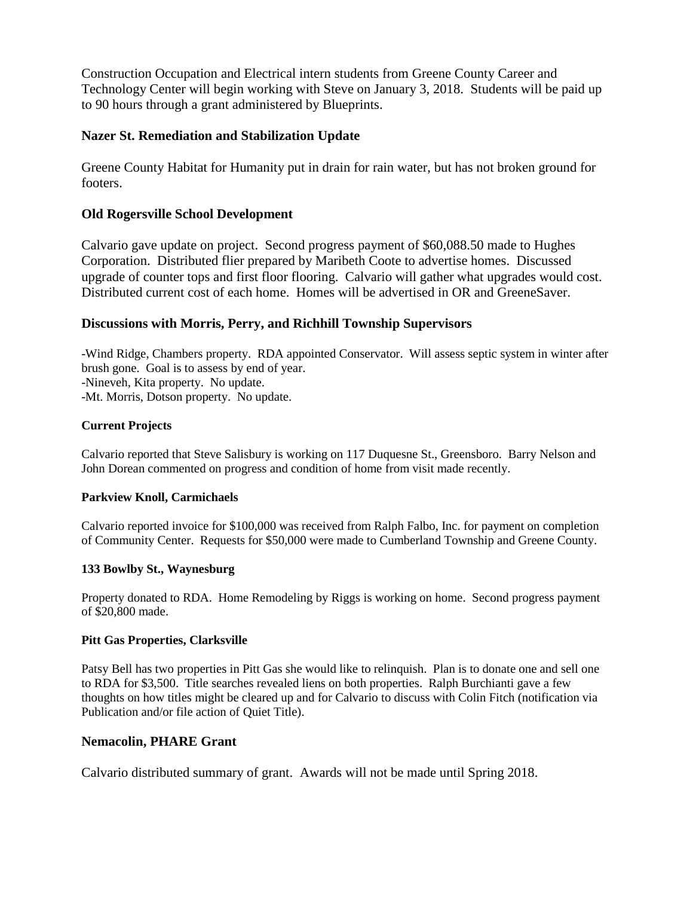Construction Occupation and Electrical intern students from Greene County Career and Technology Center will begin working with Steve on January 3, 2018. Students will be paid up to 90 hours through a grant administered by Blueprints.

## Nazer St. Remediation and Stabilization Update

Greene County Habitat for Humanity put in drain for rain water, but has not broken ground for footers.

## Old Rogersville School Development

Calvario gave update on project. Second progress payment of $60,088.50 made to Hughes Corporation. Distributed flier prepared by Maribeth Coote to advertise homes. Discussed upgrade of counter tops and first floor flooring. Calvario will gather what upgrades would cost. Distributed current cost of each home. Homes will be advertised in OR and GreeneSaver.

## Discussions with Morris, Perry, and Richhill Township Supervisors

- Wind Ridge, Chambers property. RDA appointed Conservator. Will assess septic system in winter after brush gone. Goal is to assess by end of year.
- Nineveh, Kita property. No update.
- Mt. Morris, Dotson property. No update.

### Current Projects

Calvario reported that Steve Salisbury is working on 117 Duquesne St., Greensboro. Barry Nelson and John Dorean commented on progress and condition of home from visit made recently.

### Parkview Knoll, Carmichaels

Calvario reported invoice for $100,000 was received from Ralph Falbo, Inc. for payment on completion of Community Center. Requests for $50,000 were made to Cumberland Township and Greene County.

### 133 Bowlby St., Waynesburg

Property donated to RDA. Home Remodeling by Riggs is working on home. Second progress payment of $20,800 made.

### Pitt Gas Properties, Clarksville

Patsy Bell has two properties in Pitt Gas she would like to relinquish. Plan is to donate one and sell one to RDA for $3,500. Title searches revealed liens on both properties. Ralph Burchianti gave a few thoughts on how titles might be cleared up and for Calvario to discuss with Colin Fitch (notification via Publication and/or file action of Quiet Title).

## Nemacolin, PHARE Grant

Calvario distributed summary of grant. Awards will not be made until Spring 2018.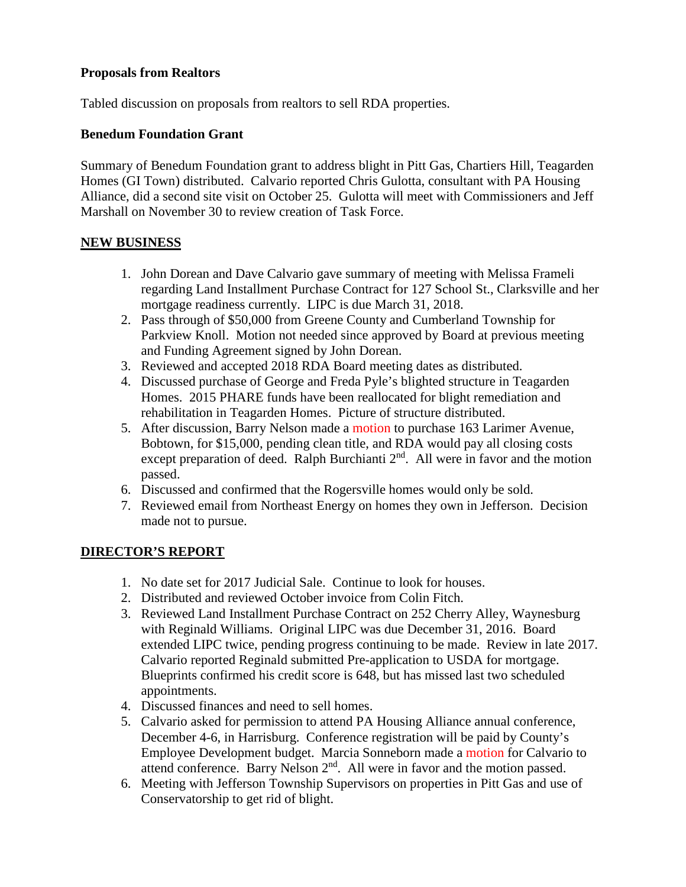**Proposals from Realtors**

Tabled discussion on proposals from realtors to sell RDA properties.

**Benedum Foundation Grant**

Summary of Benedum Foundation grant to address blight in Pitt Gas, Chartiers Hill, Teagarden Homes (GI Town) distributed. Calvario reported Chris Gulotta, consultant with PA Housing Alliance, did a second site visit on October 25. Gulotta will meet with Commissioners and Jeff Marshall on November 30 to review creation of Task Force.

## NEW BUSINESS

1. John Dorean and Dave Calvario gave summary of meeting with Melissa Frameli regarding Land Installment Purchase Contract for 127 School St., Clarksville and her mortgage readiness currently. LIPC is due March 31, 2018.
2. Pass through of $50,000 from Greene County and Cumberland Township for Parkview Knoll. Motion not needed since approved by Board at previous meeting and Funding Agreement signed by John Dorean.
3. Reviewed and accepted 2018 RDA Board meeting dates as distributed.
4. Discussed purchase of George and Freda Pyle's blighted structure in Teagarden Homes. 2015 PHARE funds have been reallocated for blight remediation and rehabilitation in Teagarden Homes. Picture of structure distributed.
5. After discussion, Barry Nelson made a motion to purchase 163 Larimer Avenue, Bobtown, for $15,000, pending clean title, and RDA would pay all closing costs except preparation of deed. Ralph Burchianti 2nd. All were in favor and the motion passed.
6. Discussed and confirmed that the Rogersville homes would only be sold.
7. Reviewed email from Northeast Energy on homes they own in Jefferson. Decision made not to pursue.

## DIRECTOR'S REPORT

1. No date set for 2017 Judicial Sale. Continue to look for houses.
2. Distributed and reviewed October invoice from Colin Fitch.
3. Reviewed Land Installment Purchase Contract on 252 Cherry Alley, Waynesburg with Reginald Williams. Original LIPC was due December 31, 2016. Board extended LIPC twice, pending progress continuing to be made. Review in late 2017. Calvario reported Reginald submitted Pre-application to USDA for mortgage. Blueprints confirmed his credit score is 648, but has missed last two scheduled appointments.
4. Discussed finances and need to sell homes.
5. Calvario asked for permission to attend PA Housing Alliance annual conference, December 4-6, in Harrisburg. Conference registration will be paid by County's Employee Development budget. Marcia Sonneborn made a motion for Calvario to attend conference. Barry Nelson 2nd. All were in favor and the motion passed.
6. Meeting with Jefferson Township Supervisors on properties in Pitt Gas and use of Conservatorship to get rid of blight.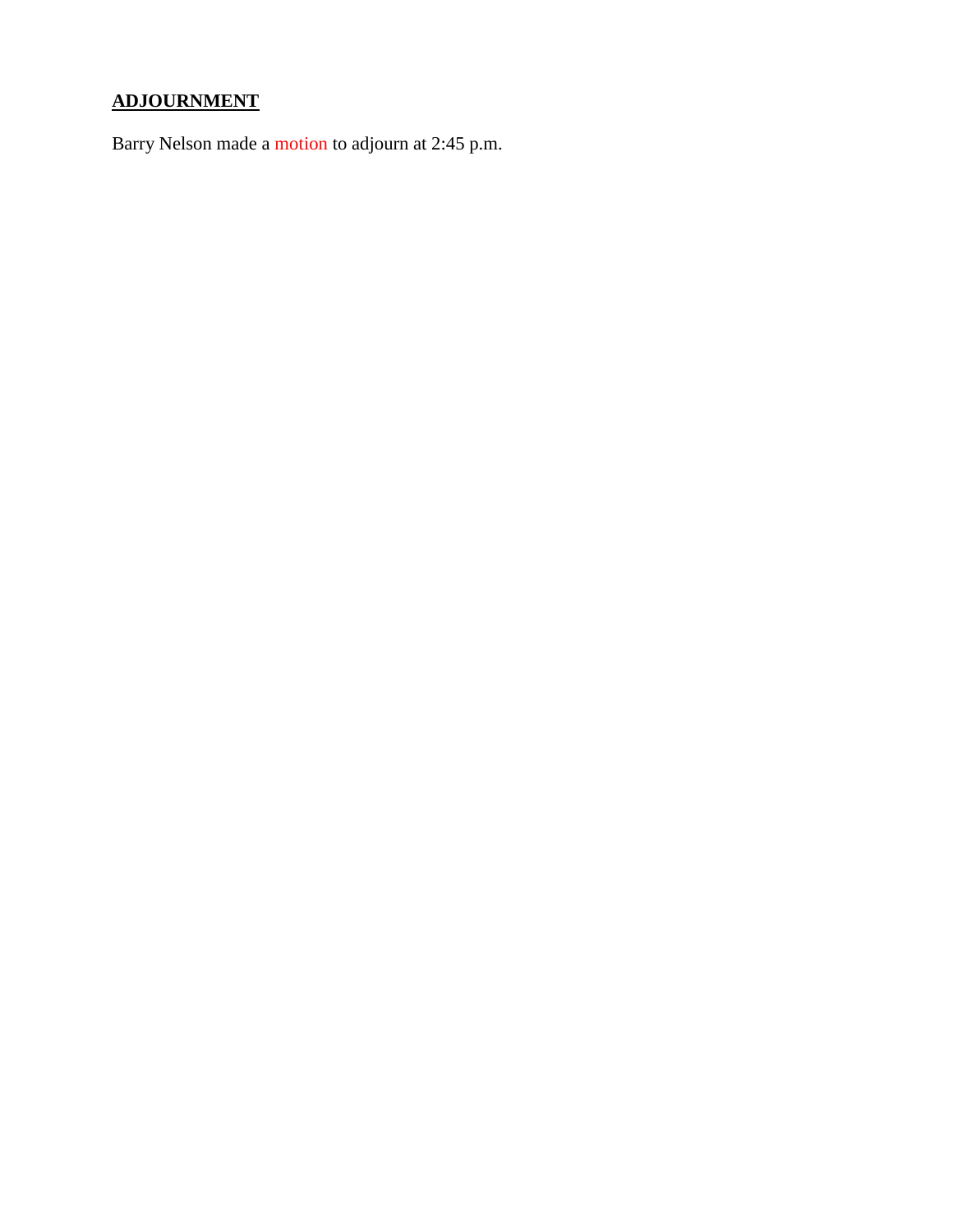## **ADJOURNMENT**

Barry Nelson made a motion to adjourn at 2:45 p.m.